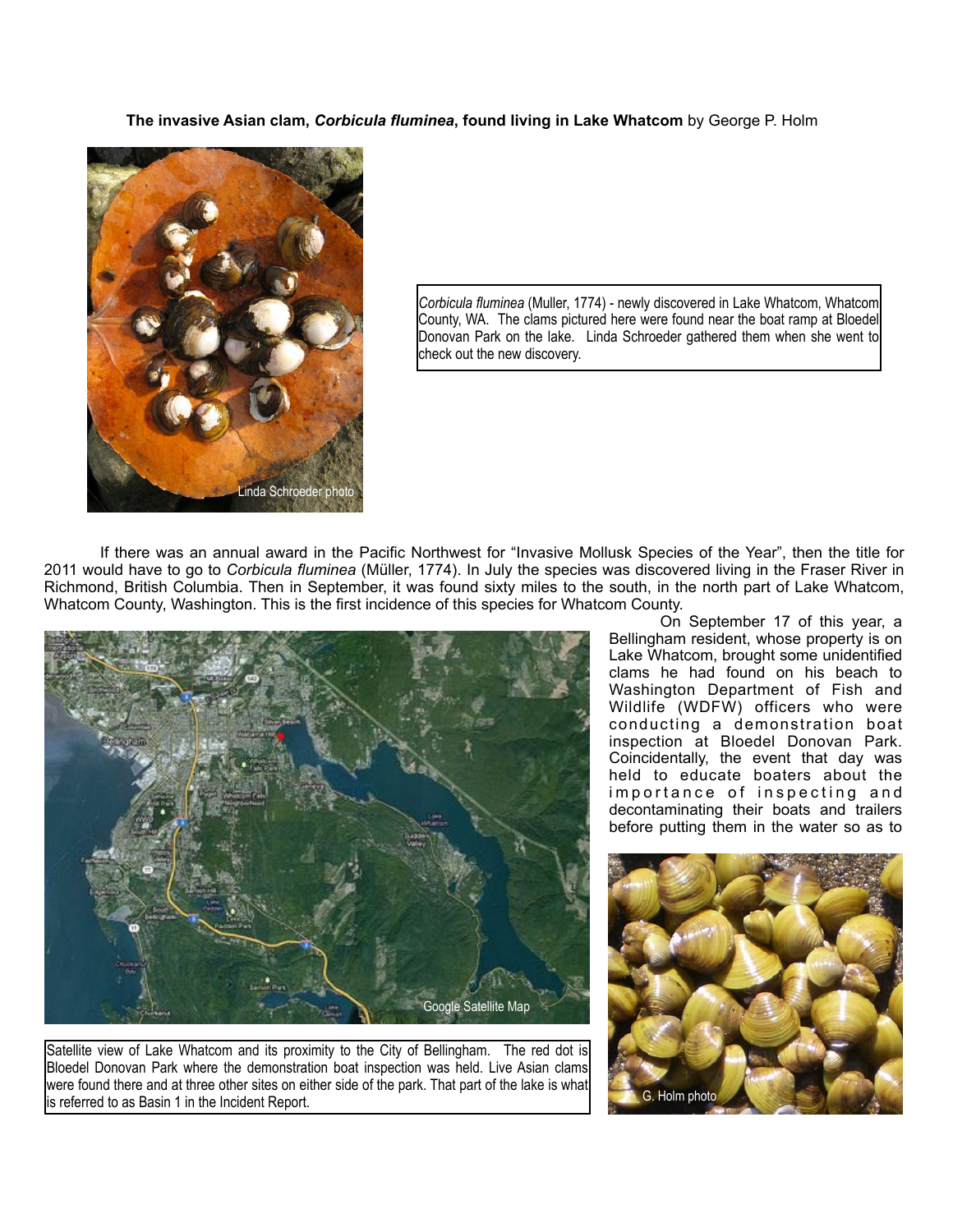**The invasive Asian clam, *Corbicula fluminea*, found living in Lake Whatcom** by George P. Holm

*Corbicula fluminea* (Muller, 1774) - newly discovered in Lake Whatcom, Whatcom County, WA. The clams pictured here were found near the boat ramp at Bloedel Donovan Park on the lake. Linda Schroeder gathered them when she went to check out the new discovery.

If there was an annual award in the Pacific Northwest for "Invasive Mollusk Species of the Year", then the title for 2011 would have to go to *Corbicula fluminea* (Müller, 1774). In July the species was discovered living in the Fraser River in Richmond, British Columbia. Then in September, it was found sixty miles to the south, in the north part of Lake Whatcom, Whatcom County, Washington. This is the first incidence of this species for Whatcom County.

Satellite view of Lake Whatcom and its proximity to the City of Bellingham. The red dot is Bloedel Donovan Park where the demonstration boat inspection was held. Live Asian clams were found there and at three other sites on either side of the park. That part of the lake is what is referred to as Basin 1 in the Incident Report.

On September 17 of this year, a Bellingham resident, whose property is on Lake Whatcom, brought some unidentified clams he had found on his beach to Washington Department of Fish and Wildlife (WDFW) officers who were conducting a demonstration boat inspection at Bloedel Donovan Park. Coincidentally, the event that day was held to educate boaters about the importance of inspecting and decontaminating their boats and trailers before putting them in the water so as to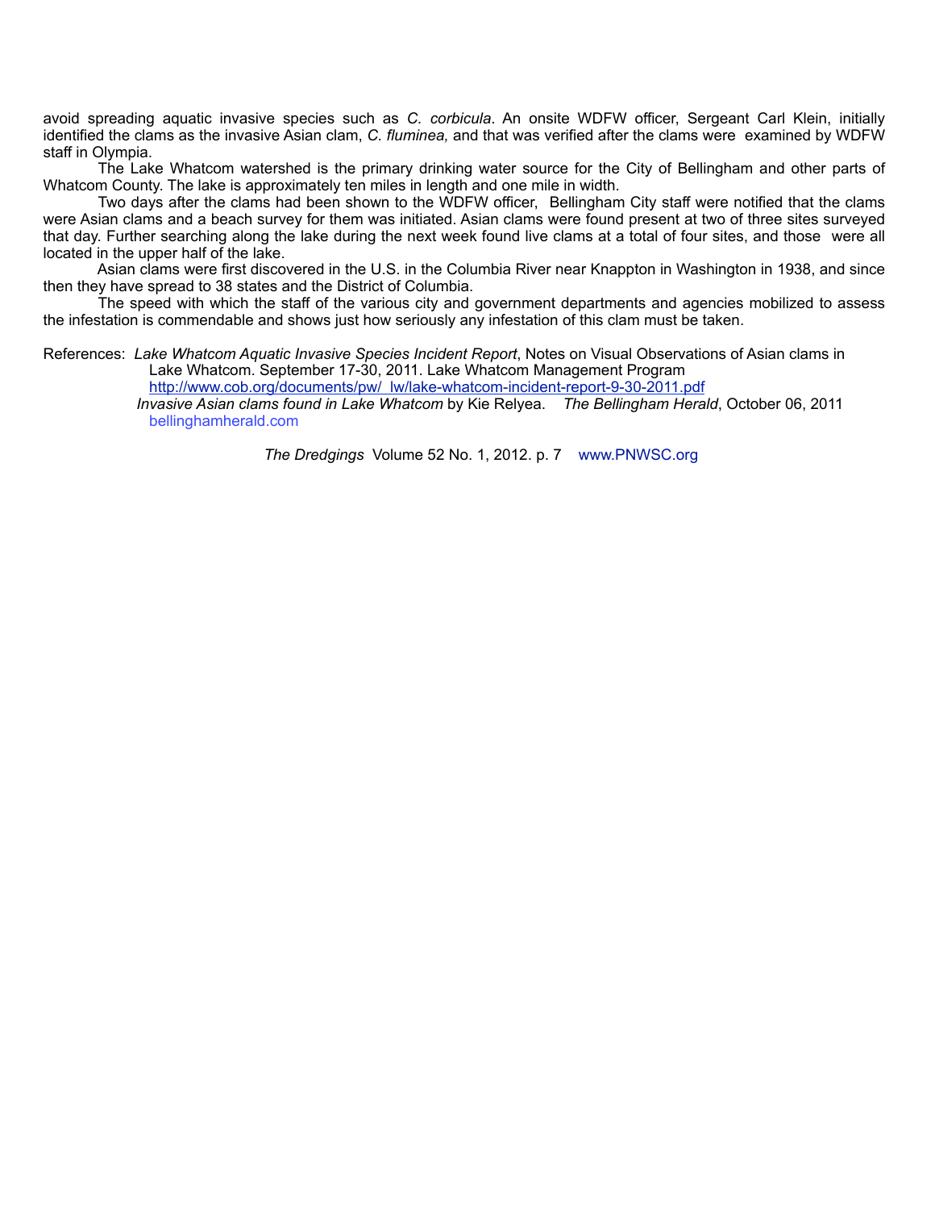avoid spreading aquatic invasive species such as *C. corbicula*. An onsite WDFW officer, Sergeant Carl Klein, initially identified the clams as the invasive Asian clam, *C. fluminea,* and that was verified after the clams were examined by WDFW staff in Olympia.

The Lake Whatcom watershed is the primary drinking water source for the City of Bellingham and other parts of Whatcom County. The lake is approximately ten miles in length and one mile in width.

Two days after the clams had been shown to the WDFW officer, Bellingham City staff were notified that the clams were Asian clams and a beach survey for them was initiated. Asian clams were found present at two of three sites surveyed that day. Further searching along the lake during the next week found live clams at a total of four sites, and those were all located in the upper half of the lake.

Asian clams were first discovered in the U.S. in the Columbia River near Knappton in Washington in 1938, and since then they have spread to 38 states and the District of Columbia.

The speed with which the staff of the various city and government departments and agencies mobilized to assess the infestation is commendable and shows just how seriously any infestation of this clam must be taken.

References: *Lake Whatcom Aquatic Invasive Species Incident Report*, Notes on Visual Observations of Asian clams in Lake Whatcom. September 17-30, 2011. Lake Whatcom Management Program http://www.cob.org/documents/pw/_lw/lake-whatcom-incident-report-9-30-2011.pdf

*Invasive Asian clams found in Lake Whatcom* by Kie Relyea. *The Bellingham Herald*, October 06, 2011 bellinghamherald.com